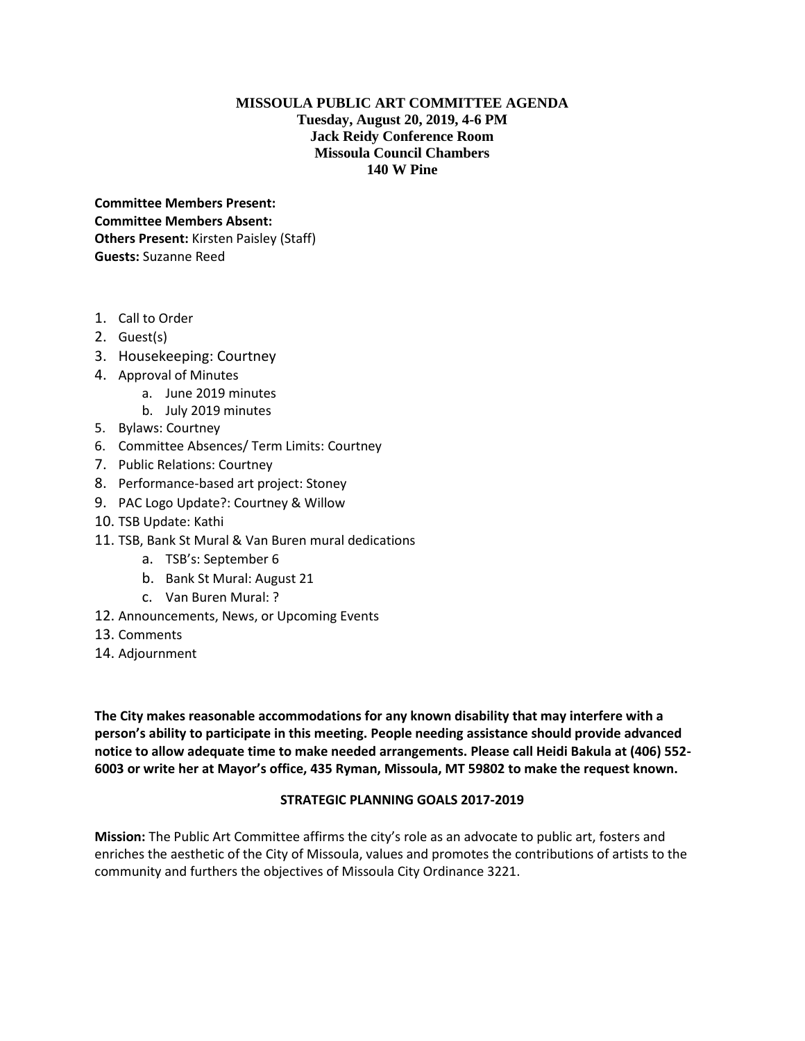# MISSOULA PUBLIC ART COMMITTEE AGENDA

**Tuesday, August 20, 2019, 4-6 PM**
**Jack Reidy Conference Room**
**Missoula Council Chambers**
**140 W Pine**

**Committee Members Present:**
**Committee Members Absent:**
**Others Present:** Kirsten Paisley (Staff)
**Guests:** Suzanne Reed

1. Call to Order
2. Guest(s)
3. Housekeeping: Courtney
4. Approval of Minutes
    a. June 2019 minutes
    b. July 2019 minutes
5. Bylaws: Courtney
6. Committee Absences/ Term Limits: Courtney
7. Public Relations: Courtney
8. Performance-based art project: Stoney
9. PAC Logo Update?: Courtney & Willow
10. TSB Update: Kathi
11. TSB, Bank St Mural & Van Buren mural dedications
    a. TSB's: September 6
    b. Bank St Mural: August 21
    c. Van Buren Mural: ?
12. Announcements, News, or Upcoming Events
13. Comments
14. Adjournment

**The City makes reasonable accommodations for any known disability that may interfere with a person's ability to participate in this meeting. People needing assistance should provide advanced notice to allow adequate time to make needed arrangements. Please call Heidi Bakula at (406) 552-6003 or write her at Mayor's office, 435 Ryman, Missoula, MT 59802 to make the request known.**

## STRATEGIC PLANNING GOALS 2017-2019

**Mission:** The Public Art Committee affirms the city's role as an advocate to public art, fosters and enriches the aesthetic of the City of Missoula, values and promotes the contributions of artists to the community and furthers the objectives of Missoula City Ordinance 3221.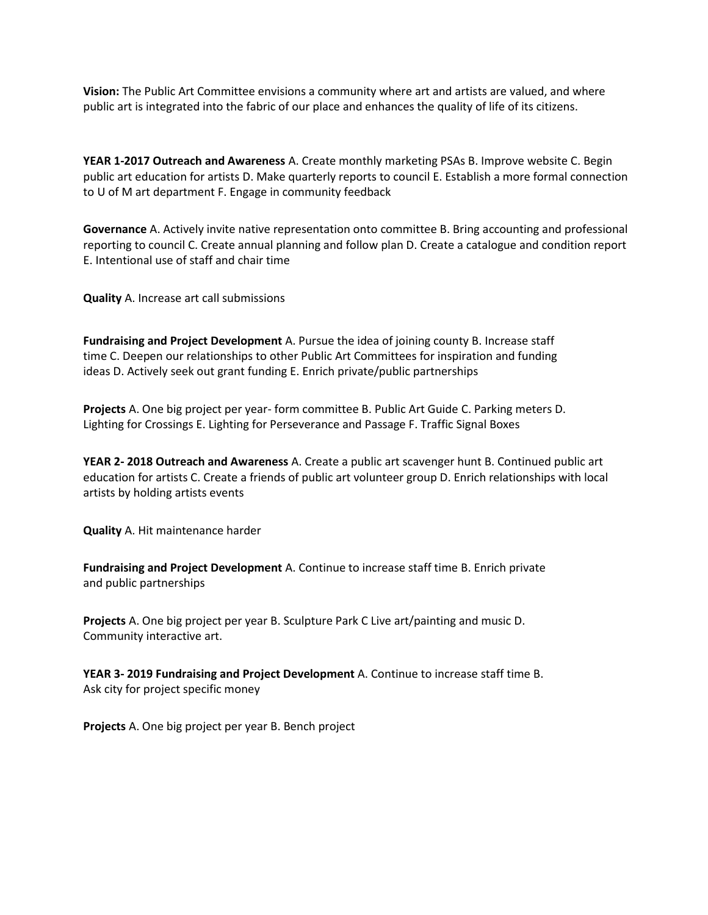**Vision:** The Public Art Committee envisions a community where art and artists are valued, and where public art is integrated into the fabric of our place and enhances the quality of life of its citizens.

**YEAR 1-2017 Outreach and Awareness** A. Create monthly marketing PSAs B. Improve website C. Begin public art education for artists D. Make quarterly reports to council E. Establish a more formal connection to U of M art department F. Engage in community feedback

**Governance** A. Actively invite native representation onto committee B. Bring accounting and professional reporting to council C. Create annual planning and follow plan D. Create a catalogue and condition report E. Intentional use of staff and chair time

**Quality** A. Increase art call submissions

**Fundraising and Project Development** A. Pursue the idea of joining county B. Increase staff time C. Deepen our relationships to other Public Art Committees for inspiration and funding ideas D. Actively seek out grant funding E. Enrich private/public partnerships

**Projects** A. One big project per year- form committee B. Public Art Guide C. Parking meters D. Lighting for Crossings E. Lighting for Perseverance and Passage F. Traffic Signal Boxes

**YEAR 2- 2018 Outreach and Awareness** A. Create a public art scavenger hunt B. Continued public art education for artists C. Create a friends of public art volunteer group D. Enrich relationships with local artists by holding artists events

**Quality** A. Hit maintenance harder

**Fundraising and Project Development** A. Continue to increase staff time B. Enrich private and public partnerships

**Projects** A. One big project per year B. Sculpture Park C Live art/painting and music D. Community interactive art.

**YEAR 3- 2019 Fundraising and Project Development** A. Continue to increase staff time B. Ask city for project specific money

**Projects** A. One big project per year B. Bench project